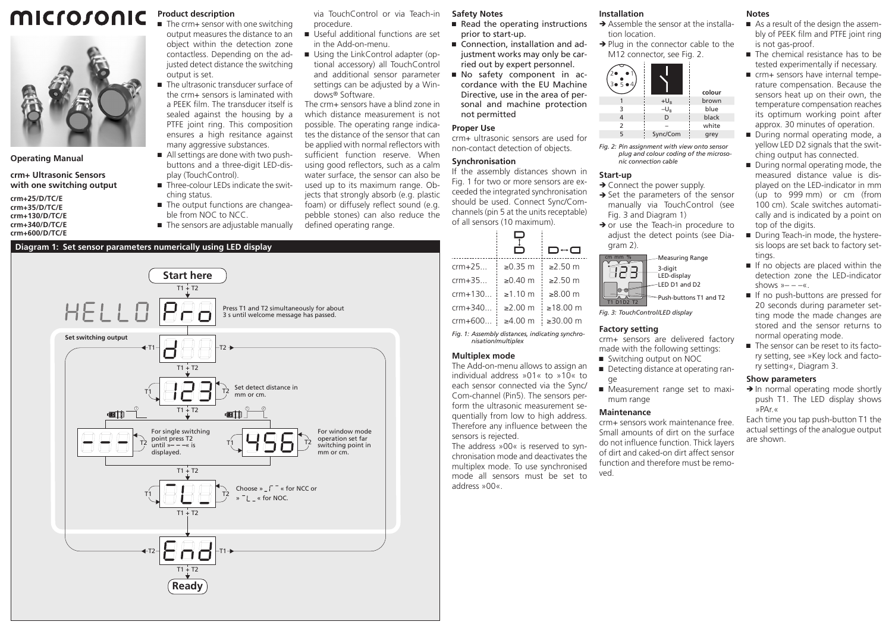# microsonic

**Operating Manual**

**crm+ Ultrasonic Sensors with one switching output**

**crm+25/D/TC/E**
**crm+35/D/TC/E**
**crm+130/D/TC/E**
**crm+340/D/TC/E**
**crm+600/D/TC/E**

## Product description

- The crm+ sensor with one switching output measures the distance to an object within the detection zone contactless. Depending on the adjusted detect distance the switching output is set.
- The ultrasonic transducer surface of the crm+ sensors is laminated with a PEEK film. The transducer itself is sealed against the housing by a PTFE joint ring. This composition ensures a high resitance against many aggressive substances.
- All settings are done with two pushbuttons and a three-digit LED-display (TouchControl).
- Three-colour LEDs indicate the switching status.
- The output functions are changeable from NOC to NCC.
- The sensors are adjustable manually via TouchControl or via Teach-in procedure.
- Useful additional functions are set in the Add-on-menu.
- Using the LinkControl adapter (optional accessory) all TouchControl and additional sensor parameter settings can be adjusted by a Windows® Software.

The crm+ sensors have a blind zone in which distance measurement is not possible. The operating range indicates the distance of the sensor that can be applied with normal reflectors with sufficient function reserve. When using good reflectors, such as a calm water surface, the sensor can also be used up to its maximum range. Objects that strongly absorb (e.g. plastic foam) or diffusely reflect sound (e.g. pebble stones) can also reduce the defined operating range.

## Diagram 1: Set sensor parameters numerically using LED display

Start here

T1 + T2

HELLO → Pro: Press T1 and T2 simultaneously for about 3 s until welcome message has passed.

**Set switching output**

d (T1 / T2)

T1 + T2

123: Set detect distance in mm or cm. (T1 / T2)

T1 + T2

- – – –: For single switching point press T2 until »– – –« is displayed.
- 456: For window mode operation set far switching point in mm or cm.

T1 + T2

Choose » _⌐¯ « for NCC or » ¯L_ « for NOC.

T1 + T2

End (T2 / T1)

T1 + T2

Ready

## Safety Notes

- **Read the operating instructions prior to start-up.**
- **Connection, installation and adjustment works may only be carried out by expert personnel.**
- **No safety component in accordance with the EU Machine Directive, use in the area of personal and machine protection not permitted**

## Proper Use

crm+ ultrasonic sensors are used for non-contact detection of objects.

## Synchronisation

If the assembly distances shown in Fig. 1 for two or more sensors are exceeded the integrated synchronisation should be used. Connect Sync/Com-channels (pin 5 at the units receptable) of all sensors (10 maximum).

| | | |
|---|---|---|
| crm+25... | ≥0.35 m | ≥2.50 m |
| crm+35... | ≥0.40 m | ≥2.50 m |
| crm+130... | ≥1.10 m | ≥8.00 m |
| crm+340... | ≥2.00 m | ≥18.00 m |
| crm+600... | ≥4.00 m | ≥30.00 m |

*Fig. 1: Assembly distances, indicating synchronisation/multiplex*

## Multiplex mode

The Add-on-menu allows to assign an individual address »01« to »10« to each sensor connected via the Sync/Com-channel (Pin5). The sensors perform the ultrasonic measurement sequentially from low to high address. Therefore any influence between the sensors is rejected.

The address »00« is reserved to synchronisation mode and deactivates the multiplex mode. To use synchronised mode all sensors must be set to address »00«.

## Installation

➔ Assemble the sensor at the installation location.

➔ Plug in the connector cable to the M12 connector, see Fig. 2.

| | | colour |
|---|---|---|
| 1 | $+U_B$ | brown |
| 3 | $-U_B$ | blue |
| 4 | D | black |
| 2 | – | white |
| 5 | Sync/Com | grey |

*Fig. 2: Pin assignment with view onto sensor plug and colour coding of the microsonic connection cable*

## Start-up

➔ Connect the power supply.

➔ Set the parameters of the sensor manually via TouchControl (see Fig. 3 and Diagram 1)

➔ or use the Teach-in procedure to adjust the detect points (see Diagram 2).

Measuring Range; 3-digit LED-display; LED D1 and D2; Push-buttons T1 and T2

*Fig. 3: TouchControl/LED display*

## Factory setting

crm+ sensors are delivered factory made with the following settings:

- Switching output on NOC
- Detecting distance at operating range
- Measurement range set to maximum range

## Maintenance

crm+ sensors work maintenance free. Small amounts of dirt on the surface do not influence function. Thick layers of dirt and caked-on dirt affect sensor function and therefore must be removed.

## Notes

- As a result of the design the assembly of PEEK film and PTFE joint ring is not gas-proof.
- The chemical resistance has to be tested experimentally if necessary.
- crm+ sensors have internal temperature compensation. Because the sensors heat up on their own, the temperature compensation reaches its optimum working point after approx. 30 minutes of operation.
- During normal operating mode, a yellow LED D2 signals that the switching output has connected.
- During normal operating mode, the measured distance value is displayed on the LED-indicator in mm (up to 999 mm) or cm (from 100 cm). Scale switches automatically and is indicated by a point on top of the digits.
- During Teach-in mode, the hysteresis loops are set back to factory settings.
- If no objects are placed within the detection zone the LED-indicator shows »– – –«.
- If no push-buttons are pressed for 20 seconds during parameter setting mode the made changes are stored and the sensor returns to normal operating mode.
- The sensor can be reset to its factory setting, see »Key lock and factory setting«, Diagram 3.

## Show parameters

➔ In normal operating mode shortly push T1. The LED display shows »PAr.«

Each time you tap push-button T1 the actual settings of the analogue output are shown.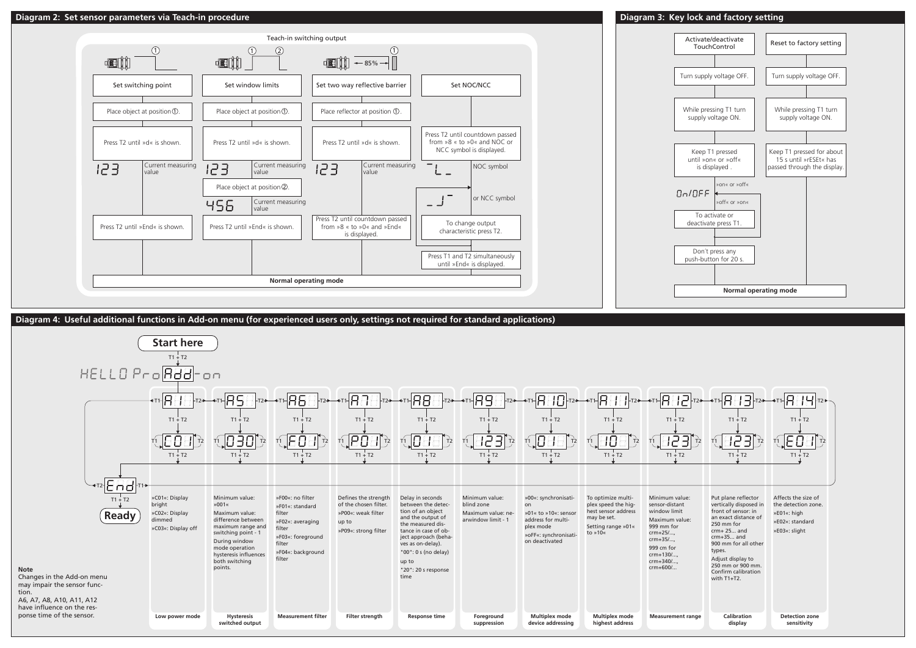## Diagram 2: Set sensor parameters via Teach-in procedure

Teach-in switching output

### Set switching point

1. Place object at position ①.
2. Press T2 until »d« is shown.
   - 123 – Current measuring value
3. Press T2 until »End« is shown.

### Set window limits

1. Place object at position ①.
2. Press T2 until »d« is shown.
   - 123 – Current measuring value
3. Place object at position ②.
   - 456 – Current measuring value
4. Press T2 until »End« is shown.

### Set two way reflective barrier

(85 %)

1. Place reflector at position ①.
2. Press T2 until »d« is shown.
   - 123 – Current measuring value
3. Press T2 until countdown passed from »8 « to »0« and »End« is displayed.

### Set NOC/NCC

1. Press T2 until countdown passed from »8 « to »0« and NOC or NCC symbol is displayed.
   - NOC symbol
   - or NCC symbol
2. To change output characteristic press T2.
3. Press T1 and T2 simultaneously until »End« is displayed.

**Normal operating mode**

## Diagram 3: Key lock and factory setting

### Activate/deactivate TouchControl

1. Turn supply voltage OFF.
2. While pressing T1 turn supply voltage ON.
3. Keep T1 pressed until »on« or »off« is displayed .
   - On/OFF: »on« or »off« / »off« or »on«
4. To activate or deactivate press T1.
5. Don't press any push-button for 20 s.

### Reset to factory setting

1. Turn supply voltage OFF.
2. While pressing T1 turn supply voltage ON.
3. Keep T1 pressed for about 15 s until »rESEt« has passed through the display.

**Normal operating mode**

## Diagram 4: Useful additional functions in Add-on menu (for experienced users only, settings not required for standard applications)

**Start here**

T1 + T2 → HELLO Pro Add-on

Navigate menu items with T1 / T2; enter an item with T1 + T2; change value with T1 / T2; confirm with T1 + T2. Exit via End (T1 + T2) → **Ready**

| Menu item | Display | Description | Function |
|---|---|---|---|
| A1 | C01 | »C01«: Display bright<br>»C02«: Display dimmed<br>»C03«: Display off | Low power mode |
| A5 | 030 | Minimum value: »001«<br>Maximum value: difference between maximum range and switching point - 1<br>During window mode operation hysteresis influences both switching points. | Hysteresis switched output |
| A6 | F01 | »F00«: no filter<br>»F01«: standard filter<br>»F02«: averaging filter<br>»F03«: foreground filter<br>»F04«: background filter | Measurement filter |
| A7 | P01 | Defines the strength of the chosen filter.<br>»P00«: weak filter<br>up to<br>»P09«: strong filter | Filter strength |
| A8 | 01 | Delay in seconds between the detection of an object and the output of the measured distance in case of object approach (behaves as on-delay).<br>"00": 0 s (no delay)<br>up to<br>"20": 20 s response time | Response time |
| A9 | 123 | Minimum value: blind zone<br>Maximum value: nearwindow limit - 1 | Foreground suppression |
| A10 | 01 | »00«: synchronisation<br>»01« to »10«: sensor address for multiplex mode<br>»oFF«: synchronisation deactivated | Multiplex mode device addressing |
| A11 | 10 | To optimize multiplex speed the highest sensor address may be set.<br>Setting range »01« to »10« | Multiplex mode highest address |
| A12 | 123 | Minimum value: sensor-distant window limit<br>Maximum value:<br>999 mm for crm+25/..., crm+35/...,<br>999 cm for crm+130/..., crm+340/..., crm+600/... | Measurement range |
| A13 | 123 | Put plane reflector vertically disposed in front of sensor: in an exact distance of 250 mm for crm+ 25... and crm+35... and 900 mm for all other types.<br>Adjust display to 250 mm or 900 mm. Confirm calibration with T1+T2. | Calibration display |
| A14 | E01 | Affects the size of the detection zone.<br>»E01«: high<br>»E02«: standard<br>»E03«: slight | Detection zone sensitivity |

**Note**
Changes in the Add-on menu may impair the sensor function.
A6, A7, A8, A11, A12 have influence on the response time of the sensor.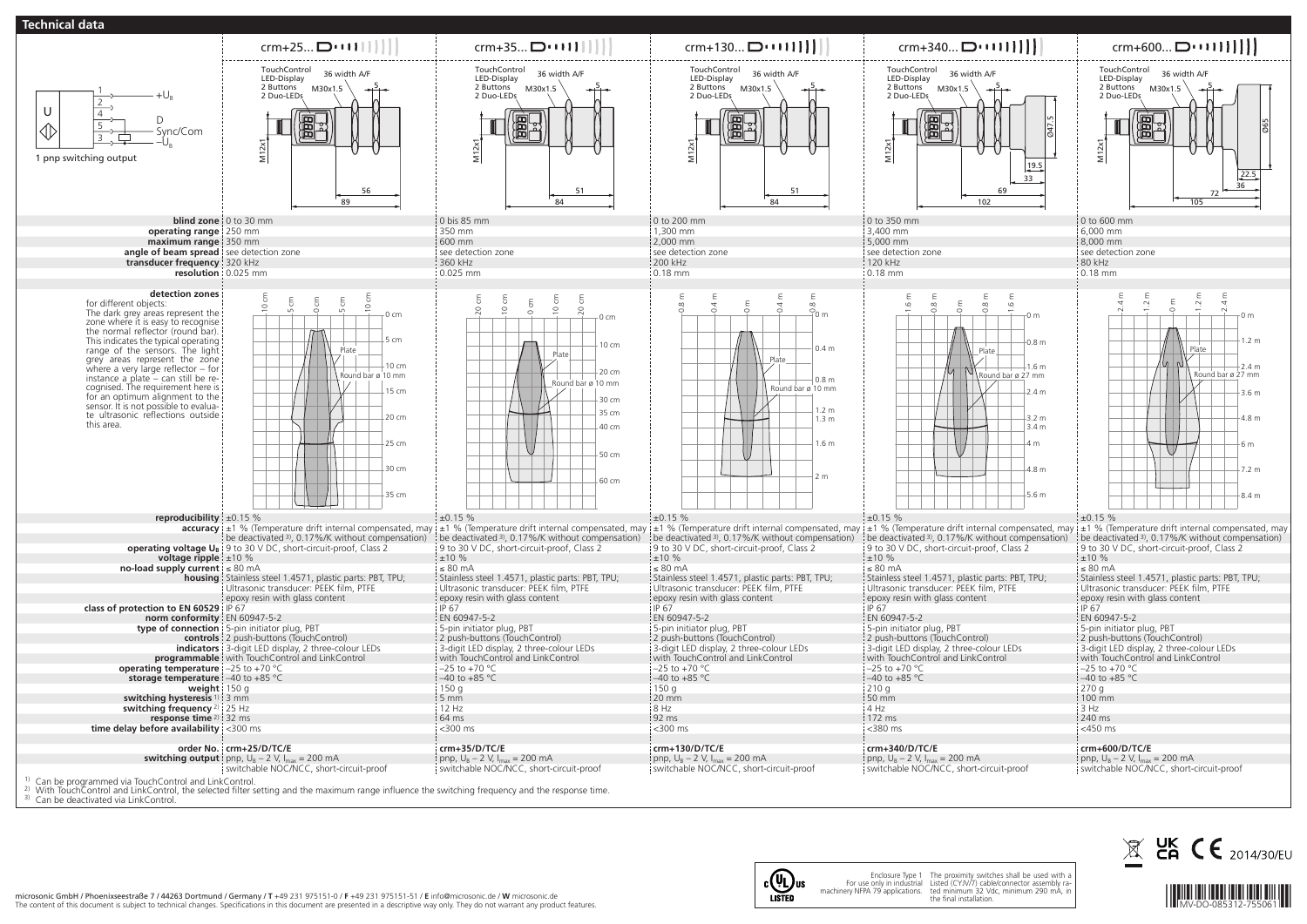## Technical data

| | crm+25... | crm+35... | crm+130... | crm+340... | crm+600... |
|---|---|---|---|---|---|
| **blind zone** | 0 to 30 mm | 0 bis 85 mm | 0 to 200 mm | 0 to 350 mm | 0 to 600 mm |
| **operating range** | 250 mm | 350 mm | 1,300 mm | 3,400 mm | 6,000 mm |
| **maximum range** | 350 mm | 600 mm | 2,000 mm | 5,000 mm | 8,000 mm |
| **angle of beam spread** | see detection zone | see detection zone | see detection zone | see detection zone | see detection zone |
| **transducer frequency** | 320 kHz | 360 kHz | 200 kHz | 120 kHz | 80 kHz |
| **resolution** | 0.025 mm | 0.025 mm | 0.18 mm | 0.18 mm | 0.18 mm |
| **reproducibility** | ±0.15 % | ±0.15 % | ±0.15 % | ±0.15 % | ±0.15 % |
| **accuracy** | ±1 % (Temperature drift internal compensated, may be deactivated [3]), 0.17%/K without compensation) | ±1 % (Temperature drift internal compensated, may be deactivated [3]), 0.17%/K without compensation) | ±1 % (Temperature drift internal compensated, may be deactivated [3]), 0.17%/K without compensation) | ±1 % (Temperature drift internal compensated, may be deactivated [3]), 0.17%/K without compensation) | ±1 % (Temperature drift internal compensated, may be deactivated [3]), 0.17%/K without compensation) |
| **operating voltage $U_B$** | 9 to 30 V DC, short-circuit-proof, Class 2 | 9 to 30 V DC, short-circuit-proof, Class 2 | 9 to 30 V DC, short-circuit-proof, Class 2 | 9 to 30 V DC, short-circuit-proof, Class 2 | 9 to 30 V DC, short-circuit-proof, Class 2 |
| **voltage ripple** | ±10 % | ±10 % | ±10 % | ±10 % | ±10 % |
| **no-load supply current** | ≤ 80 mA | ≤ 80 mA | ≤ 80 mA | ≤ 80 mA | ≤ 80 mA |
| **housing** | Stainless steel 1.4571, plastic parts: PBT, TPU; Ultrasonic transducer: PEEK film, PTFE epoxy resin with glass content | Stainless steel 1.4571, plastic parts: PBT, TPU; Ultrasonic transducer: PEEK film, PTFE epoxy resin with glass content | Stainless steel 1.4571, plastic parts: PBT, TPU; Ultrasonic transducer: PEEK film, PTFE epoxy resin with glass content | Stainless steel 1.4571, plastic parts: PBT, TPU; Ultrasonic transducer: PEEK film, PTFE epoxy resin with glass content | Stainless steel 1.4571, plastic parts: PBT, TPU; Ultrasonic transducer: PEEK film, PTFE epoxy resin with glass content |
| **class of protection to EN 60529** | IP 67 | IP 67 | IP 67 | IP 67 | IP 67 |
| **norm conformity** | EN 60947-5-2 | EN 60947-5-2 | EN 60947-5-2 | EN 60947-5-2 | EN 60947-5-2 |
| **type of connection** | 5-pin initiator plug, PBT | 5-pin initiator plug, PBT | 5-pin initiator plug, PBT | 5-pin initiator plug, PBT | 5-pin initiator plug, PBT |
| **controls** | 2 push-buttons (TouchControl) | 2 push-buttons (TouchControl) | 2 push-buttons (TouchControl) | 2 push-buttons (TouchControl) | 2 push-buttons (TouchControl) |
| **indicators** | 3-digit LED display, 2 three-colour LEDs | 3-digit LED display, 2 three-colour LEDs | 3-digit LED display, 2 three-colour LEDs | 3-digit LED display, 2 three-colour LEDs | 3-digit LED display, 2 three-colour LEDs |
| **programmable** | with TouchControl and LinkControl | with TouchControl and LinkControl | with TouchControl and LinkControl | with TouchControl and LinkControl | with TouchControl and LinkControl |
| **operating temperature** | –25 to +70 °C | –25 to +70 °C | –25 to +70 °C | –25 to +70 °C | –25 to +70 °C |
| **storage temperature** | –40 to +85 °C | –40 to +85 °C | –40 to +85 °C | –40 to +85 °C | –40 to +85 °C |
| **weight** | 150 g | 150 g | 150 g | 210 g | 270 g |
| **switching hysteresis [1]** | 3 mm | 5 mm | 20 mm | 50 mm | 100 mm |
| **switching frequency [2]** | 25 Hz | 12 Hz | 8 Hz | 4 Hz | 3 Hz |
| **response time [2]** | 32 ms | 64 ms | 92 ms | 172 ms | 240 ms |
| **time delay before availability** | <300 ms | <300 ms | <300 ms | <380 ms | <450 ms |
| **order No.** | **crm+25/D/TC/E** | **crm+35/D/TC/E** | **crm+130/D/TC/E** | **crm+340/D/TC/E** | **crm+600/D/TC/E** |
| **switching output** | pnp, $U_B$ – 2 V, $I_{max}$ = 200 mA switchable NOC/NCC, short-circuit-proof | pnp, $U_B$ – 2 V, $I_{max}$ = 200 mA switchable NOC/NCC, short-circuit-proof | pnp, $U_B$ – 2 V, $I_{max}$ = 200 mA switchable NOC/NCC, short-circuit-proof | pnp, $U_B$ – 2 V, $I_{max}$ = 200 mA switchable NOC/NCC, short-circuit-proof | pnp, $U_B$ – 2 V, $I_{max}$ = 200 mA switchable NOC/NCC, short-circuit-proof |

1 pnp switching output

1 — $+U_B$
2 — 
4 — 
5 — D
3 — Sync/Com, $-U_B$

TouchControl
LED-Display
2 Buttons
2 Duo-LEDs
36 width A/F
M30x1.5
M12x1

crm+25: 5, 56, 89
crm+35: 5, 51, 84
crm+130: 5, 51, 84
crm+340: 5, Ø47.5, 19.5, 33, 69, 102
crm+600: 5, Ø65, 22.5, 36, 72, 105

**detection zones** for different objects:
The dark grey areas represent the zone where it is easy to recognise the normal reflector (round bar). This indicates the typical operating range of the sensors. The light grey areas represent the zone where a very large reflector – for instance a plate – can still be recognised. The requirement here is for an optimum alignment to the sensor. It is not possible to evaluate ultrasonic reflections outside this area.

crm+25: 10 cm, 5 cm, 0 cm, 5 cm, 10 cm; 0 cm, 5 cm, 10 cm, 15 cm, 20 cm, 25 cm, 30 cm, 35 cm; Plate; Round bar ø 10 mm

crm+35: 20 cm, 10 cm, 0 cm, 10 cm, 20 cm; 0 cm, 10 cm, 20 cm, 30 cm, 35 cm, 40 cm, 50 cm, 60 cm; Plate; Round bar ø 10 mm

crm+130: 0.8 m, 0.4 m, 0 m, 0.4 m, 0.8 m; 0 m, 0.4 m, 0.8 m, 1.2 m, 1.3 m, 1.6 m, 2 m; Plate; Round bar ø 10 mm

crm+340: 1.6 m, 0.8 m, 0 m, 0.8 m, 1.6 m; 0 m, 0.8 m, 1.6 m, 2.4 m, 3.2 m, 3.4 m, 4 m, 4.8 m, 5.6 m; Plate; Round bar ø 27 mm

crm+600: 2.4 m, 1.2 m, 0 m, 1.2 m, 2.4 m; 0 m, 1.2 m, 2.4 m, 3.6 m, 4.8 m, 6 m, 7.2 m, 8.4 m; Plate; Round bar ø 27 mm

[1] Can be programmed via TouchControl and LinkControl.
[2] With TouchControl and LinkControl, the selected filter setting and the maximum range influence the switching frequency and the response time.
[3] Can be deactivated via LinkControl.

Enclosure Type 1
For use only in industrial machinery NFPA 79 applications.

The proximity switches shall be used with a Listed (CYJV/7) cable/connector assembly rated minimum 32 Vdc, minimum 290 mA, in the final installation.

2014/30/EU

MV-DO-085312-755061

microsonic GmbH / Phoenixseestraße 7 / 44263 Dortmund / Germany / **T** +49 231 975151-0 / **F** +49 231 975151-51 / **E** info@microsonic.de / **W** microsonic.de
The content of this document is subject to technical changes. Specifications in this document are presented in a descriptive way only. They do not warrant any product features.